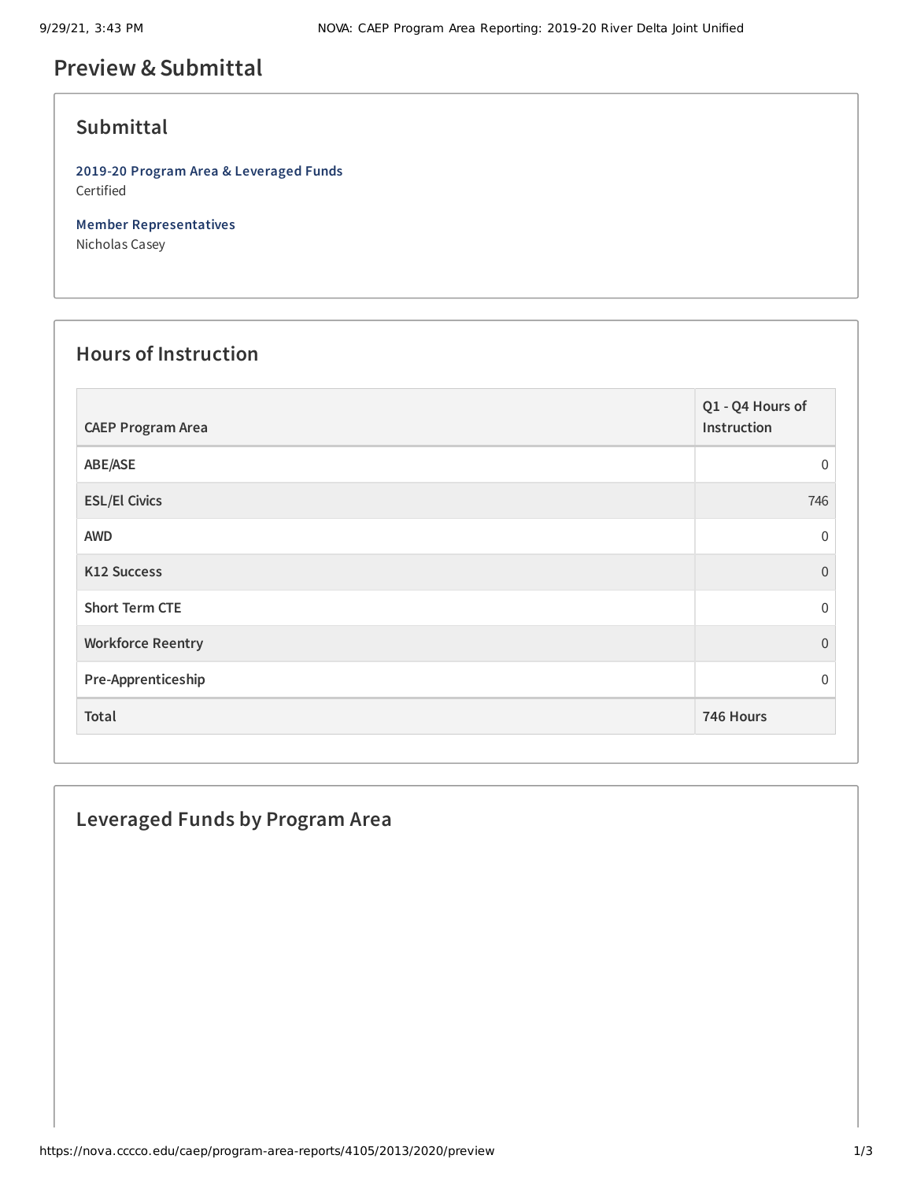# Preview & Submittal

## Submittal

**2019-20 Program Area & Leveraged Funds**
Certified

**Member Representatives**
Nicholas Casey

## Hours of Instruction

| CAEP Program Area | Q1 - Q4 Hours of Instruction |
| --- | --- |
| ABE/ASE | 0 |
| ESL/El Civics | 746 |
| AWD | 0 |
| K12 Success | 0 |
| Short Term CTE | 0 |
| Workforce Reentry | 0 |
| Pre-Apprenticeship | 0 |
| **Total** | **746 Hours** |

## Leveraged Funds by Program Area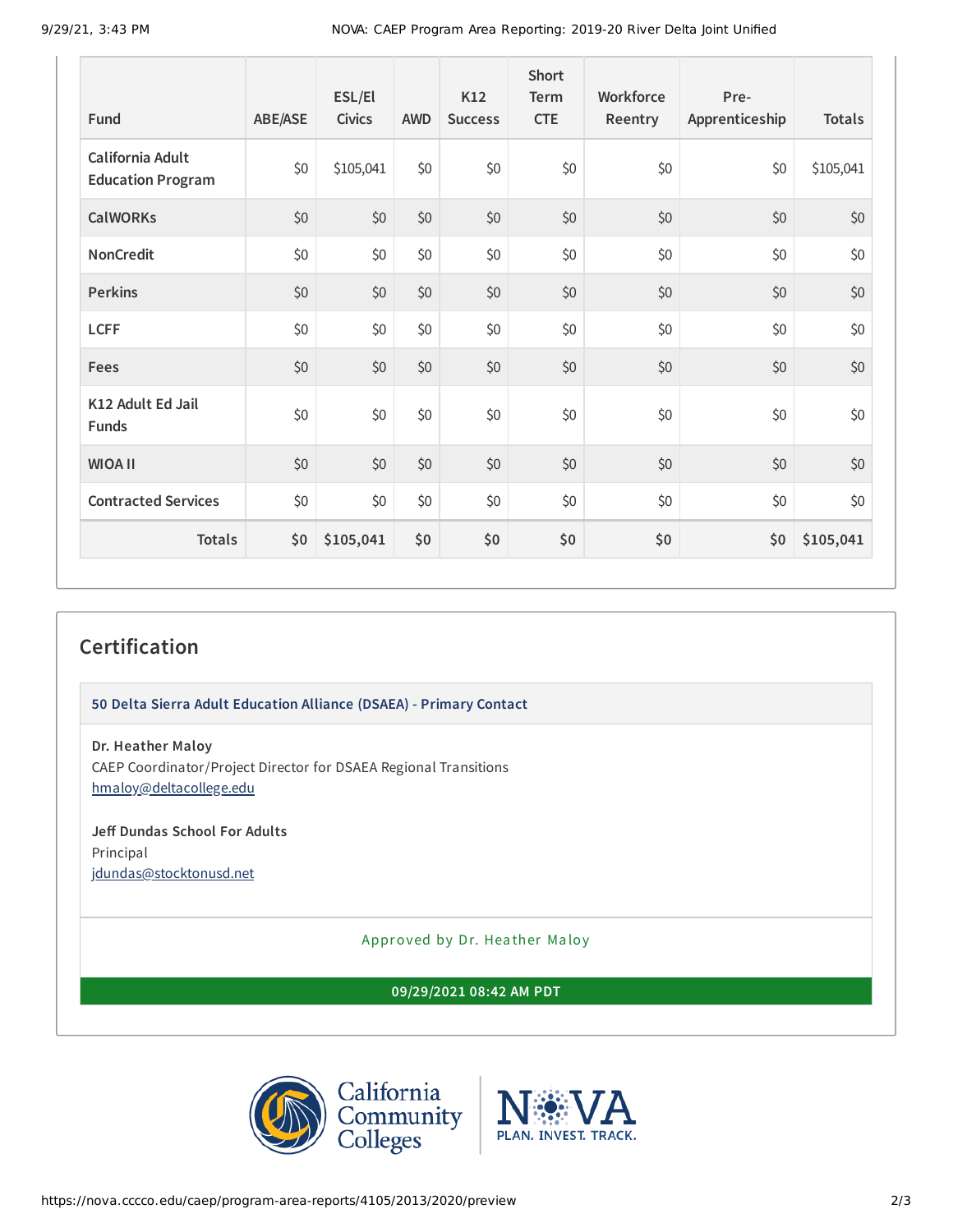| Fund | ABE/ASE | ESL/El Civics | AWD | K12 Success | Short Term CTE | Workforce Reentry | Pre-Apprenticeship | Totals |
|---|---|---|---|---|---|---|---|---|
| California Adult Education Program | $0 | $105,041 | $0 | $0 | $0 | $0 | $0 | $105,041 |
| CalWORKs | $0 | $0 | $0 | $0 | $0 | $0 | $0 | $0 |
| NonCredit | $0 | $0 | $0 | $0 | $0 | $0 | $0 | $0 |
| Perkins | $0 | $0 | $0 | $0 | $0 | $0 | $0 | $0 |
| LCFF | $0 | $0 | $0 | $0 | $0 | $0 | $0 | $0 |
| Fees | $0 | $0 | $0 | $0 | $0 | $0 | $0 | $0 |
| K12 Adult Ed Jail Funds | $0 | $0 | $0 | $0 | $0 | $0 | $0 | $0 |
| WIOA II | $0 | $0 | $0 | $0 | $0 | $0 | $0 | $0 |
| Contracted Services | $0 | $0 | $0 | $0 | $0 | $0 | $0 | $0 |
| **Totals** | **$0** | **$105,041** | **$0** | **$0** | **$0** | **$0** | **$0** | **$105,041** |

## Certification

**50 Delta Sierra Adult Education Alliance (DSAEA) - Primary Contact**

**Dr. Heather Maloy**
CAEP Coordinator/Project Director for DSAEA Regional Transitions
hmaloy@deltacollege.edu

**Jeff Dundas School For Adults**
Principal
jdundas@stocktonusd.net

Approved by Dr. Heather Maloy

**09/29/2021 08:42 AM PDT**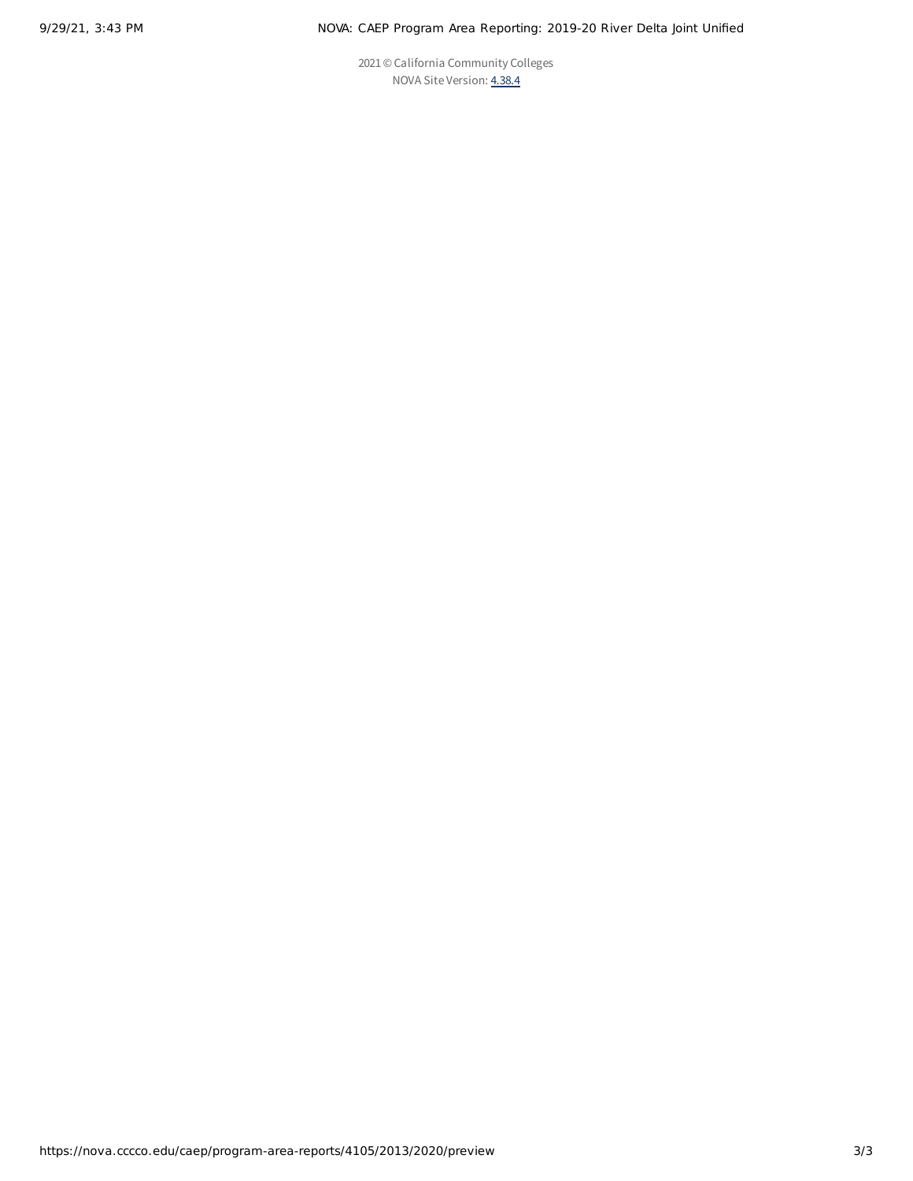2021 © California Community Colleges
NOVA Site Version: 4.38.4